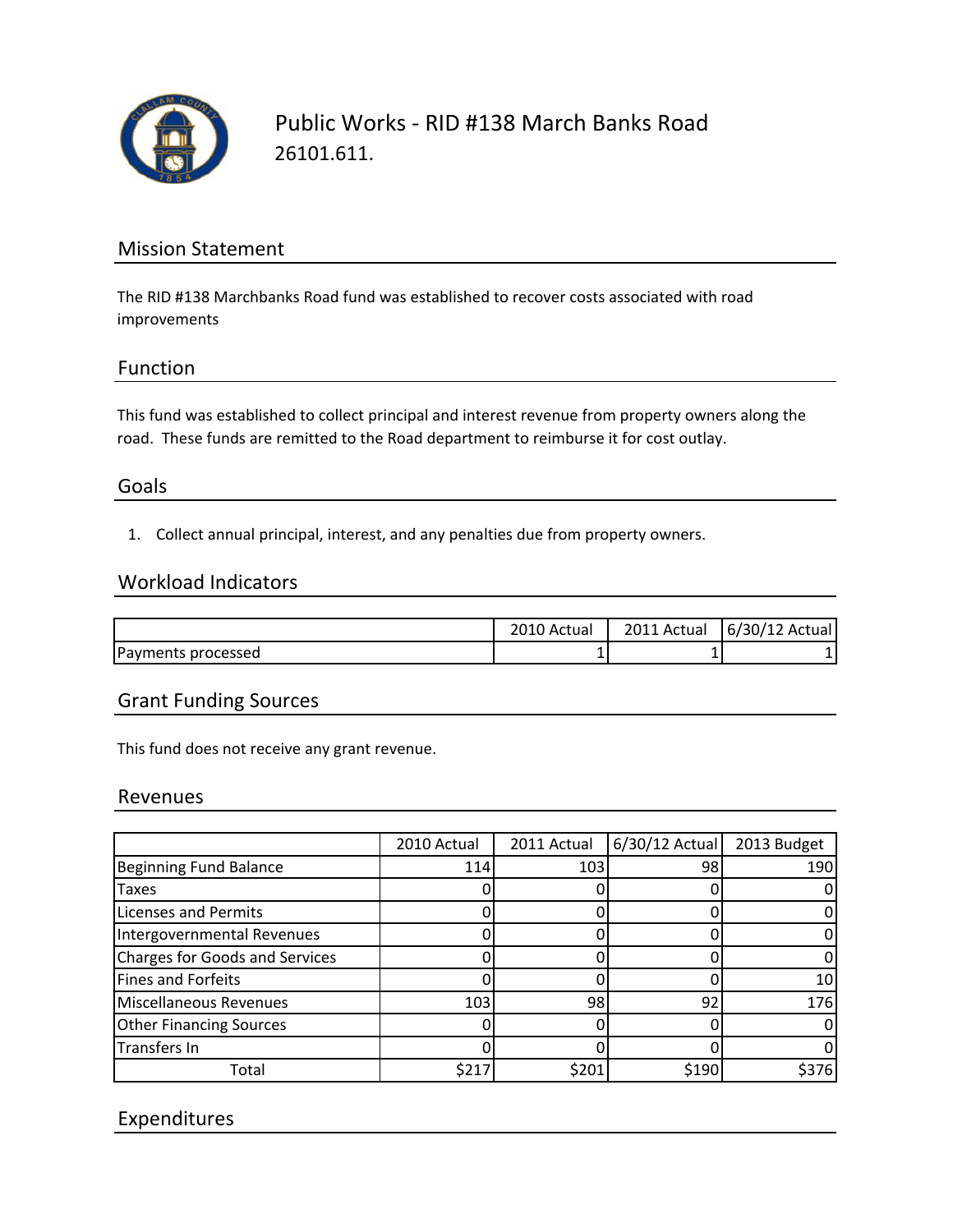# Public Works - RID #138 March Banks Road

26101.611.

## Mission Statement

The RID #138 Marchbanks Road fund was established to recover costs associated with road improvements

## Function

This fund was established to collect principal and interest revenue from property owners along the road. These funds are remitted to the Road department to reimburse it for cost outlay.

## Goals

1. Collect annual principal, interest, and any penalties due from property owners.

## Workload Indicators

| | 2010 Actual | 2011 Actual | 6/30/12 Actual |
|---|---|---|---|
| Payments processed | 1 | 1 | 1 |

## Grant Funding Sources

This fund does not receive any grant revenue.

## Revenues

| | 2010 Actual | 2011 Actual | 6/30/12 Actual | 2013 Budget |
|---|---|---|---|---|
| Beginning Fund Balance | 114 | 103 | 98 | 190 |
| Taxes | 0 | 0 | 0 | 0 |
| Licenses and Permits | 0 | 0 | 0 | 0 |
| Intergovernmental Revenues | 0 | 0 | 0 | 0 |
| Charges for Goods and Services | 0 | 0 | 0 | 0 |
| Fines and Forfeits | 0 | 0 | 0 | 10 |
| Miscellaneous Revenues | 103 | 98 | 92 | 176 |
| Other Financing Sources | 0 | 0 | 0 | 0 |
| Transfers In | 0 | 0 | 0 | 0 |
| Total | $217 | $201 | $190 | $376 |

## Expenditures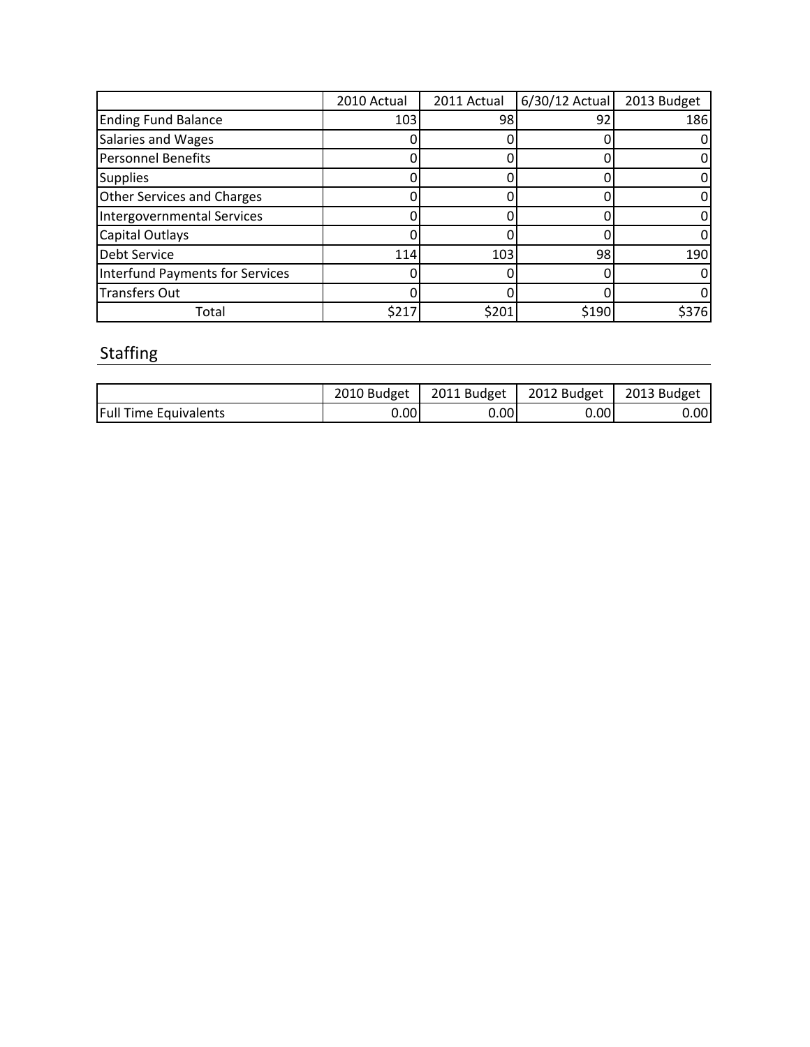| | 2010 Actual | 2011 Actual | 6/30/12 Actual | 2013 Budget |
| --- | --- | --- | --- | --- |
| Ending Fund Balance | 103 | 98 | 92 | 186 |
| Salaries and Wages | 0 | 0 | 0 | 0 |
| Personnel Benefits | 0 | 0 | 0 | 0 |
| Supplies | 0 | 0 | 0 | 0 |
| Other Services and Charges | 0 | 0 | 0 | 0 |
| Intergovernmental Services | 0 | 0 | 0 | 0 |
| Capital Outlays | 0 | 0 | 0 | 0 |
| Debt Service | 114 | 103 | 98 | 190 |
| Interfund Payments for Services | 0 | 0 | 0 | 0 |
| Transfers Out | 0 | 0 | 0 | 0 |
| Total | $217 | $201 | $190 | $376 |

## Staffing

| | 2010 Budget | 2011 Budget | 2012 Budget | 2013 Budget |
| --- | --- | --- | --- | --- |
| Full Time Equivalents | 0.00 | 0.00 | 0.00 | 0.00 |